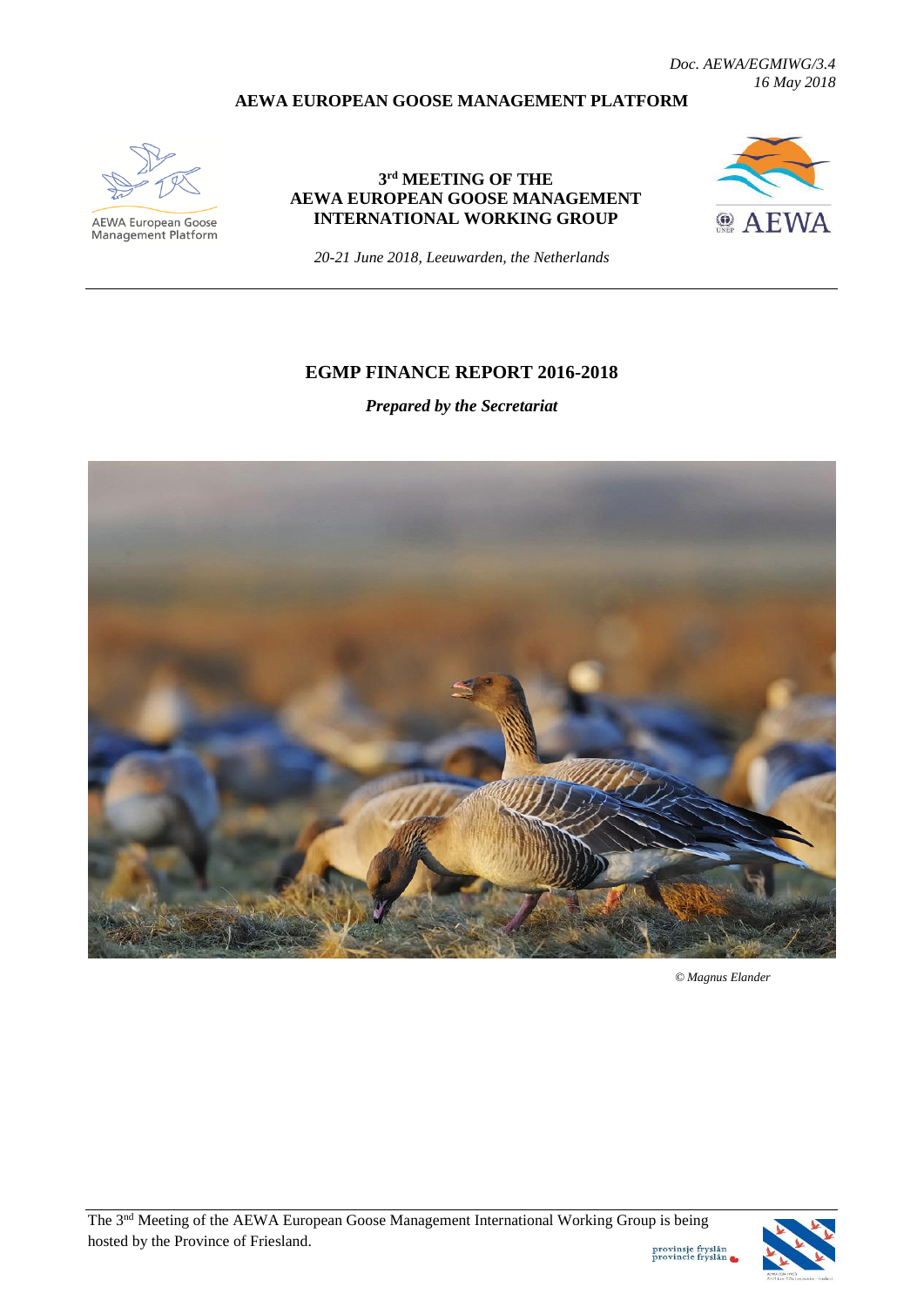*Doc. AEWA/EGMIWG/3.4*
*16 May 2018*

**AEWA EUROPEAN GOOSE MANAGEMENT PLATFORM**

AEWA European Goose Management Platform

**3rd MEETING OF THE AEWA EUROPEAN GOOSE MANAGEMENT INTERNATIONAL WORKING GROUP**

*20-21 June 2018, Leeuwarden, the Netherlands*

# EGMP FINANCE REPORT 2016-2018

***Prepared by the Secretariat***

*© Magnus Elander*

The 3rd Meeting of the AEWA European Goose Management International Working Group is being hosted by the Province of Friesland.

provinsje fryslân
provincie fryslân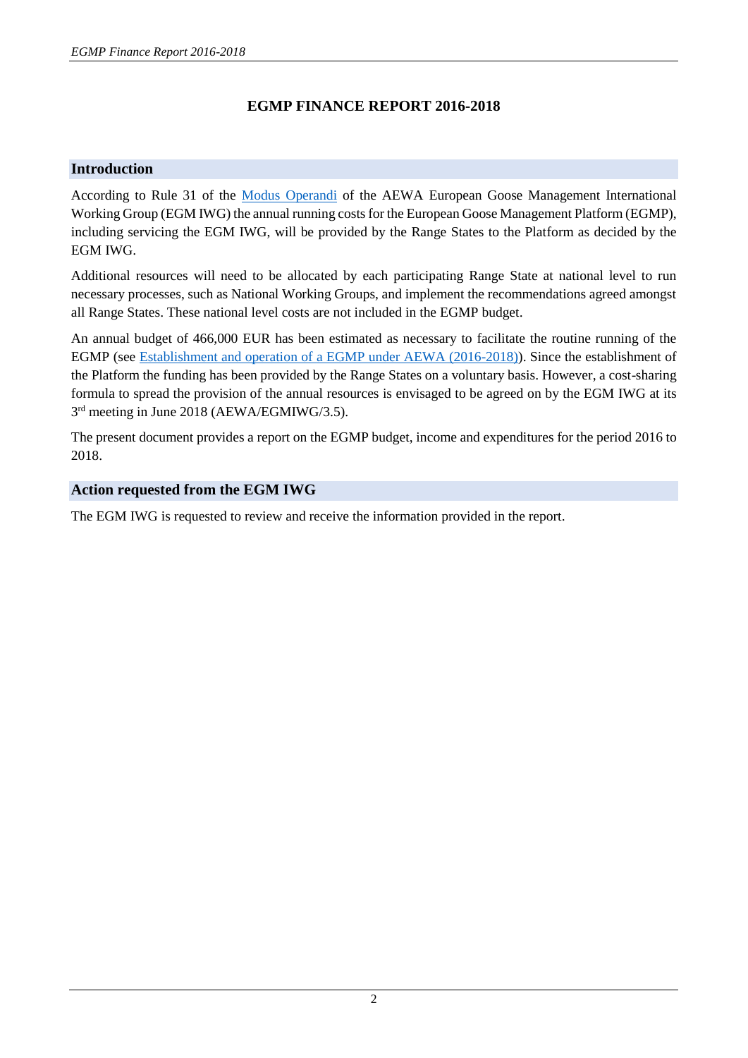# EGMP FINANCE REPORT 2016-2018

## Introduction

According to Rule 31 of the [Modus Operandi]() of the AEWA European Goose Management International Working Group (EGM IWG) the annual running costs for the European Goose Management Platform (EGMP), including servicing the EGM IWG, will be provided by the Range States to the Platform as decided by the EGM IWG.

Additional resources will need to be allocated by each participating Range State at national level to run necessary processes, such as National Working Groups, and implement the recommendations agreed amongst all Range States. These national level costs are not included in the EGMP budget.

An annual budget of 466,000 EUR has been estimated as necessary to facilitate the routine running of the EGMP (see [Establishment and operation of a EGMP under AEWA (2016-2018)]()). Since the establishment of the Platform the funding has been provided by the Range States on a voluntary basis. However, a cost-sharing formula to spread the provision of the annual resources is envisaged to be agreed on by the EGM IWG at its 3rd meeting in June 2018 (AEWA/EGMIWG/3.5).

The present document provides a report on the EGMP budget, income and expenditures for the period 2016 to 2018.

## Action requested from the EGM IWG

The EGM IWG is requested to review and receive the information provided in the report.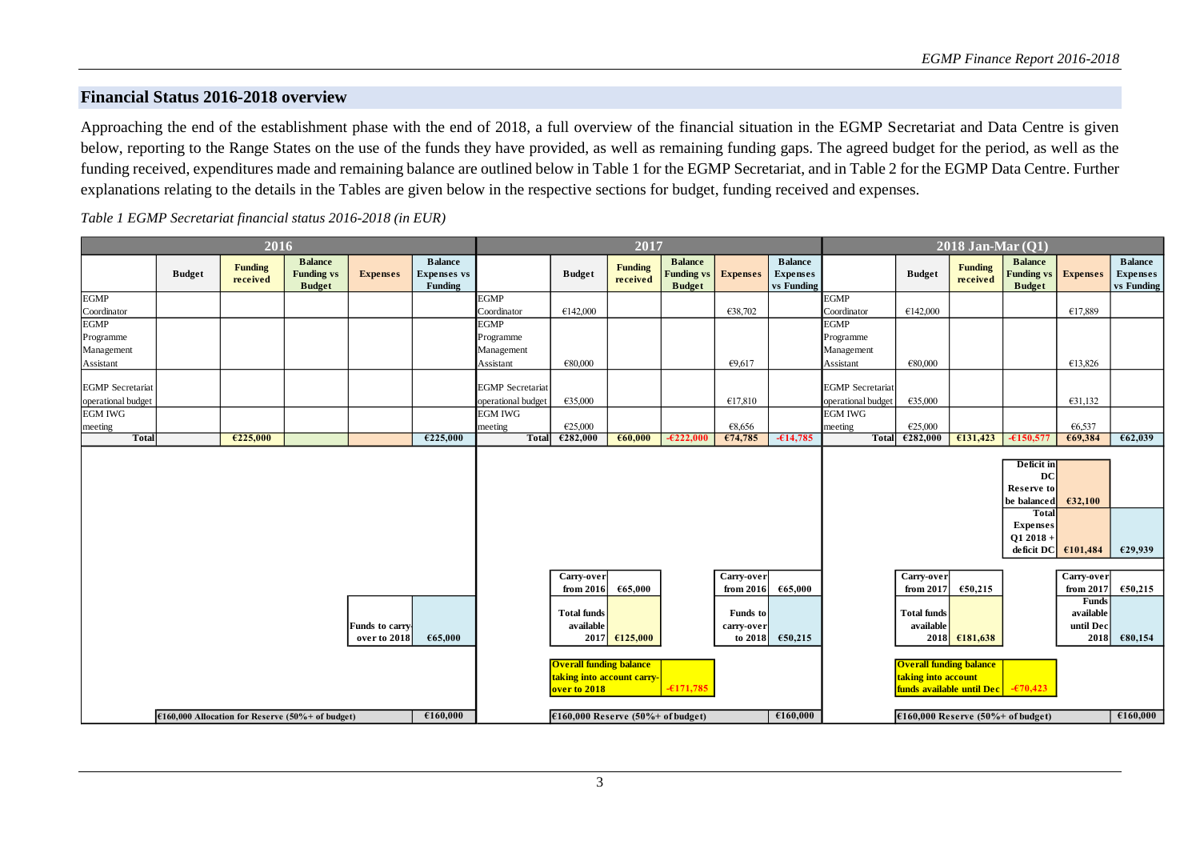## Financial Status 2016-2018 overview

Approaching the end of the establishment phase with the end of 2018, a full overview of the financial situation in the EGMP Secretariat and Data Centre is given below, reporting to the Range States on the use of the funds they have provided, as well as remaining funding gaps. The agreed budget for the period, as well as the funding received, expenditures made and remaining balance are outlined below in Table 1 for the EGMP Secretariat, and in Table 2 for the EGMP Data Centre. Further explanations relating to the details in the Tables are given below in the respective sections for budget, funding received and expenses.

*Table 1 EGMP Secretariat financial status 2016-2018 (in EUR)*

| 2016 | | | | | | 2017 | | | | | | 2018 Jan-Mar (Q1) | | | | | |
|---|---|---|---|---|---|---|---|---|---|---|---|---|---|---|---|---|---|
| | Budget | Funding received | Balance Funding vs Budget | Expenses | Balance Expenses vs Funding | | Budget | Funding received | Balance Funding vs Budget | Expenses | Balance Expenses vs Funding | | Budget | Funding received | Balance Funding vs Budget | Expenses | Balance Expenses vs Funding |
| EGMP Coordinator | | | | | | EGMP Coordinator | €142,000 | | | €38,702 | | EGMP Coordinator | €142,000 | | | €17,889 | |
| EGMP Programme Management Assistant | | | | | | EGMP Programme Management Assistant | €80,000 | | | €9,617 | | EGMP Programme Management Assistant | €80,000 | | | €13,826 | |
| EGMP Secretariat operational budget | | | | | | EGMP Secretariat operational budget | €35,000 | | | €17,810 | | EGMP Secretariat operational budget | €35,000 | | | €31,132 | |
| EGM IWG meeting | | | | | | EGM IWG meeting | €25,000 | | | €8,656 | | EGM IWG meeting | €25,000 | | | €6,537 | |
| Total | | €225,000 | | | €225,000 | Total | €282,000 | €60,000 | -€222,000 | €74,785 | -€14,785 | Total | €282,000 | €131,423 | -€150,577 | €69,384 | €62,039 |
| | | | | | | | | | | | | | | | Deficit in DC Reserve to be balanced | €32,100 | |
| | | | | | | | | | | | | | | | Total Expenses Q1 2018 + deficit DC | €101,484 | €29,939 |
| | | | | | | | Carry-over from 2016 | €65,000 | | Carry-over from 2016 | €65,000 | | Carry-over from 2017 | €50,215 | | Carry-over from 2017 | €50,215 |
| | | | | Funds to carry-over to 2018 | €65,000 | | Total funds available 2017 | €125,000 | | Funds to carry-over to 2018 | €50,215 | | Total funds available 2018 | €181,638 | | Funds available until Dec 2018 | €80,154 |
| | | | | | | | Overall funding balance taking into account carry-over to 2018 | | -€171,785 | | | | Overall funding balance taking into account funds available until Dec | | -€70,423 | | |
| | €160,000 Allocation for Reserve (50%+ of budget) | | | | €160,000 | | €160,000 Reserve (50%+ of budget) | | | | €160,000 | | €160,000 Reserve (50%+ of budget) | | | | €160,000 |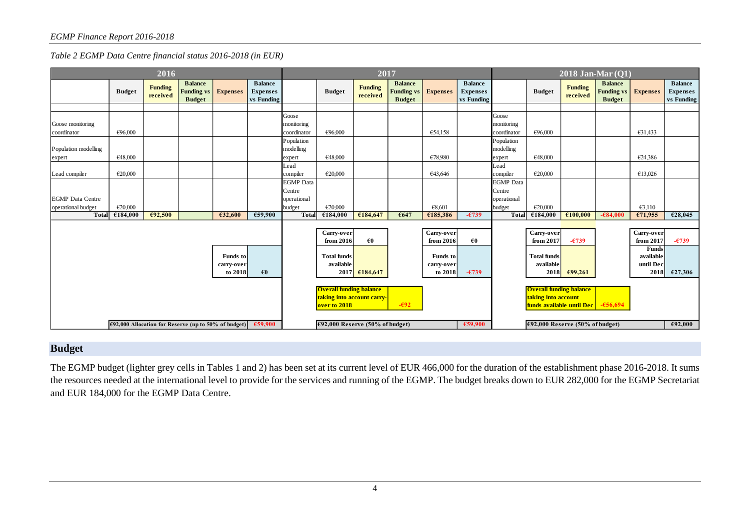| | 2016 | | | | | | 2017 | | | | | | 2018 Jan-Mar (Q1) | | | | |
|---|---|---|---|---|---|---|---|---|---|---|---|---|---|---|---|---|---|
| | Budget | Funding received | Balance Funding vs Budget | Expenses | Balance Expenses vs Funding | | Budget | Funding received | Balance Funding vs Budget | Expenses | Balance Expenses vs Funding | | Budget | Funding received | Balance Funding vs Budget | Expenses | Balance Expenses vs Funding |
| Goose monitoring coordinator | €96,000 | | | | | Goose monitoring coordinator | €96,000 | | | €54,158 | | Goose monitoring coordinator | €96,000 | | | €31,433 | |
| Population modelling expert | €48,000 | | | | | Population modelling expert | €48,000 | | | €78,980 | | Population modelling expert | €48,000 | | | €24,386 | |
| Lead compiler | €20,000 | | | | | Lead compiler | €20,000 | | | €43,646 | | Lead compiler | €20,000 | | | €13,026 | |
| EGMP Data Centre operational budget | €20,000 | | | | | EGMP Data Centre operational budget | €20,000 | | | €8,601 | | EGMP Data Centre operational budget | €20,000 | | | €3,110 | |
| **Total** | **€184,000** | **€92,500** | | **€32,600** | **€59,900** | **Total** | **€184,000** | **€184,647** | **€647** | **€185,386** | **-€739** | **Total** | **€184,000** | **€100,000** | **-€84,000** | **€71,955** | **€28,045** |
| | | | | | | | **Carry-over from 2016** | **€0** | | **Carry-over from 2016** | **€0** | | **Carry-over from 2017** | **-€739** | | **Carry-over from 2017** | **-€739** |
| | | | | **Funds to carry-over to 2018** | **€0** | | **Total funds available 2017** | **€184,647** | | **Funds to carry-over to 2018** | **-€739** | | **Total funds available 2018** | **€99,261** | | **Funds available until Dec 2018** | **€27,306** |
| | | | | | | | **Overall funding balance taking into account carry-over to 2018** | | **-€92** | | | | **Overall funding balance taking into account funds available until Dec** | | **-€56,694** | | |
| | **€92,000 Allocation for Reserve (up to 50% of budget)** | | | | **€59,900** | | **€92,000 Reserve (50% of budget)** | | | | **€59,900** | | **€92,000 Reserve (50% of budget)** | | | | **€92,000** |

## Budget

The EGMP budget (lighter grey cells in Tables 1 and 2) has been set at its current level of EUR 466,000 for the duration of the establishment phase 2016-2018. It sums the resources needed at the international level to provide for the services and running of the EGMP. The budget breaks down to EUR 282,000 for the EGMP Secretariat and EUR 184,000 for the EGMP Data Centre.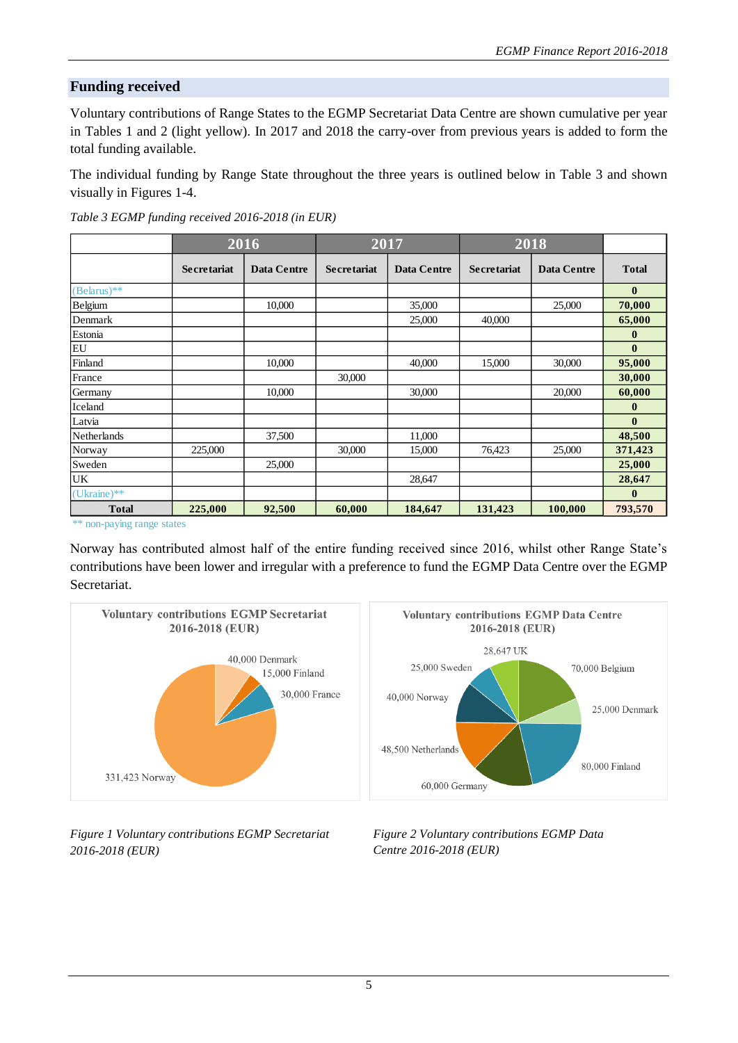## Funding received

Voluntary contributions of Range States to the EGMP Secretariat Data Centre are shown cumulative per year in Tables 1 and 2 (light yellow). In 2017 and 2018 the carry-over from previous years is added to form the total funding available.

The individual funding by Range State throughout the three years is outlined below in Table 3 and shown visually in Figures 1-4.

*Table 3 EGMP funding received 2016-2018 (in EUR)*

| | 2016 | | 2017 | | 2018 | | |
|---|---|---|---|---|---|---|---|
| | Secretariat | Data Centre | Secretariat | Data Centre | Secretariat | Data Centre | Total |
| (Belarus)** | | | | | | | 0 |
| Belgium | | 10,000 | | 35,000 | | 25,000 | 70,000 |
| Denmark | | | | 25,000 | 40,000 | | 65,000 |
| Estonia | | | | | | | 0 |
| EU | | | | | | | 0 |
| Finland | | 10,000 | | 40,000 | 15,000 | 30,000 | 95,000 |
| France | | | 30,000 | | | | 30,000 |
| Germany | | 10,000 | | 30,000 | | 20,000 | 60,000 |
| Iceland | | | | | | | 0 |
| Latvia | | | | | | | 0 |
| Netherlands | | 37,500 | | 11,000 | | | 48,500 |
| Norway | 225,000 | | 30,000 | 15,000 | 76,423 | 25,000 | 371,423 |
| Sweden | | 25,000 | | | | | 25,000 |
| UK | | | | 28,647 | | | 28,647 |
| (Ukraine)** | | | | | | | 0 |
| **Total** | **225,000** | **92,500** | **60,000** | **184,647** | **131,423** | **100,000** | **793,570** |

** non-paying range states

Norway has contributed almost half of the entire funding received since 2016, whilst other Range State's contributions have been lower and irregular with a preference to fund the EGMP Data Centre over the EGMP Secretariat.

*Figure 1 Voluntary contributions EGMP Secretariat 2016-2018 (EUR)*

*Figure 2 Voluntary contributions EGMP Data Centre 2016-2018 (EUR)*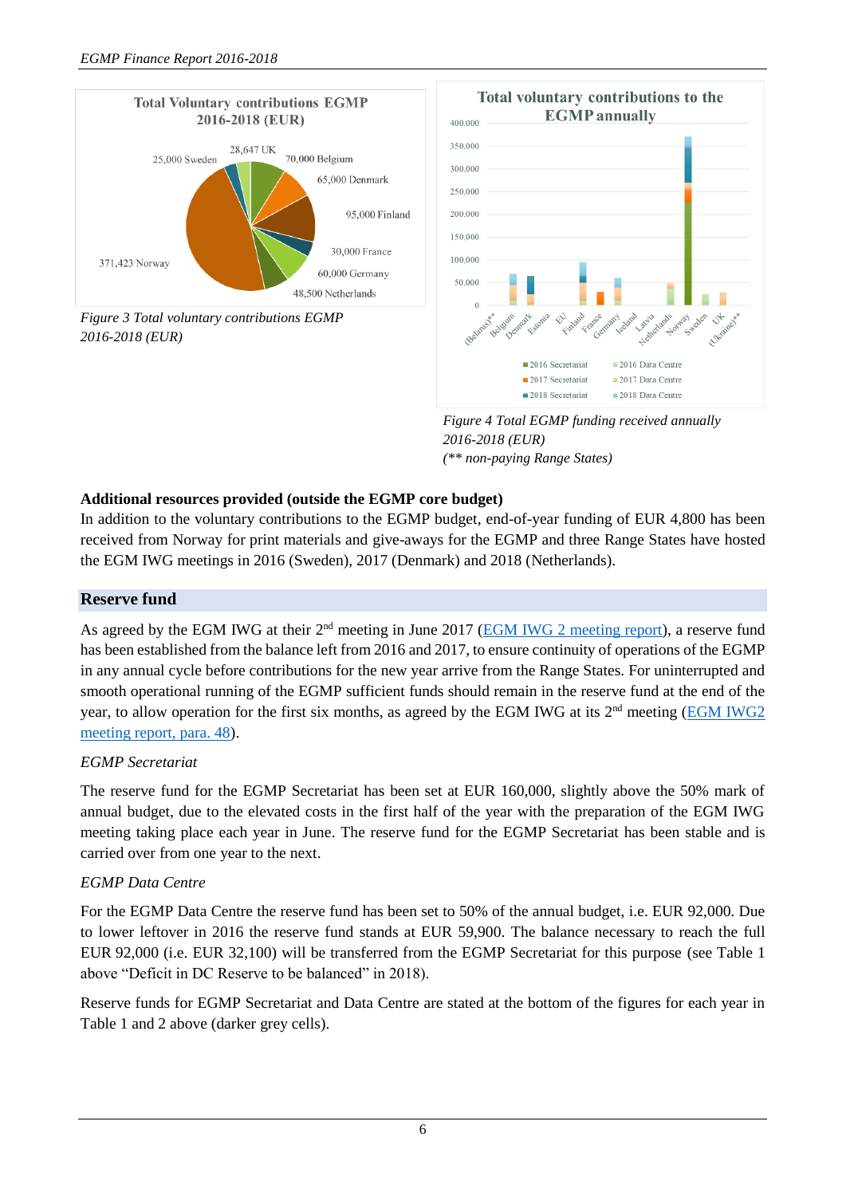Figure 3 Total voluntary contributions EGMP 2016-2018 (EUR)

Figure 4 Total EGMP funding received annually 2016-2018 (EUR)
(** non-paying Range States)

**Additional resources provided (outside the EGMP core budget)**

In addition to the voluntary contributions to the EGMP budget, end-of-year funding of EUR 4,800 has been received from Norway for print materials and give-aways for the EGMP and three Range States have hosted the EGM IWG meetings in 2016 (Sweden), 2017 (Denmark) and 2018 (Netherlands).

## Reserve fund

As agreed by the EGM IWG at their 2nd meeting in June 2017 ([EGM IWG 2 meeting report]), a reserve fund has been established from the balance left from 2016 and 2017, to ensure continuity of operations of the EGMP in any annual cycle before contributions for the new year arrive from the Range States. For uninterrupted and smooth operational running of the EGMP sufficient funds should remain in the reserve fund at the end of the year, to allow operation for the first six months, as agreed by the EGM IWG at its 2nd meeting ([EGM IWG2 meeting report, para. 48]).

*EGMP Secretariat*

The reserve fund for the EGMP Secretariat has been set at EUR 160,000, slightly above the 50% mark of annual budget, due to the elevated costs in the first half of the year with the preparation of the EGM IWG meeting taking place each year in June. The reserve fund for the EGMP Secretariat has been stable and is carried over from one year to the next.

*EGMP Data Centre*

For the EGMP Data Centre the reserve fund has been set to 50% of the annual budget, i.e. EUR 92,000. Due to lower leftover in 2016 the reserve fund stands at EUR 59,900. The balance necessary to reach the full EUR 92,000 (i.e. EUR 32,100) will be transferred from the EGMP Secretariat for this purpose (see Table 1 above "Deficit in DC Reserve to be balanced" in 2018).

Reserve funds for EGMP Secretariat and Data Centre are stated at the bottom of the figures for each year in Table 1 and 2 above (darker grey cells).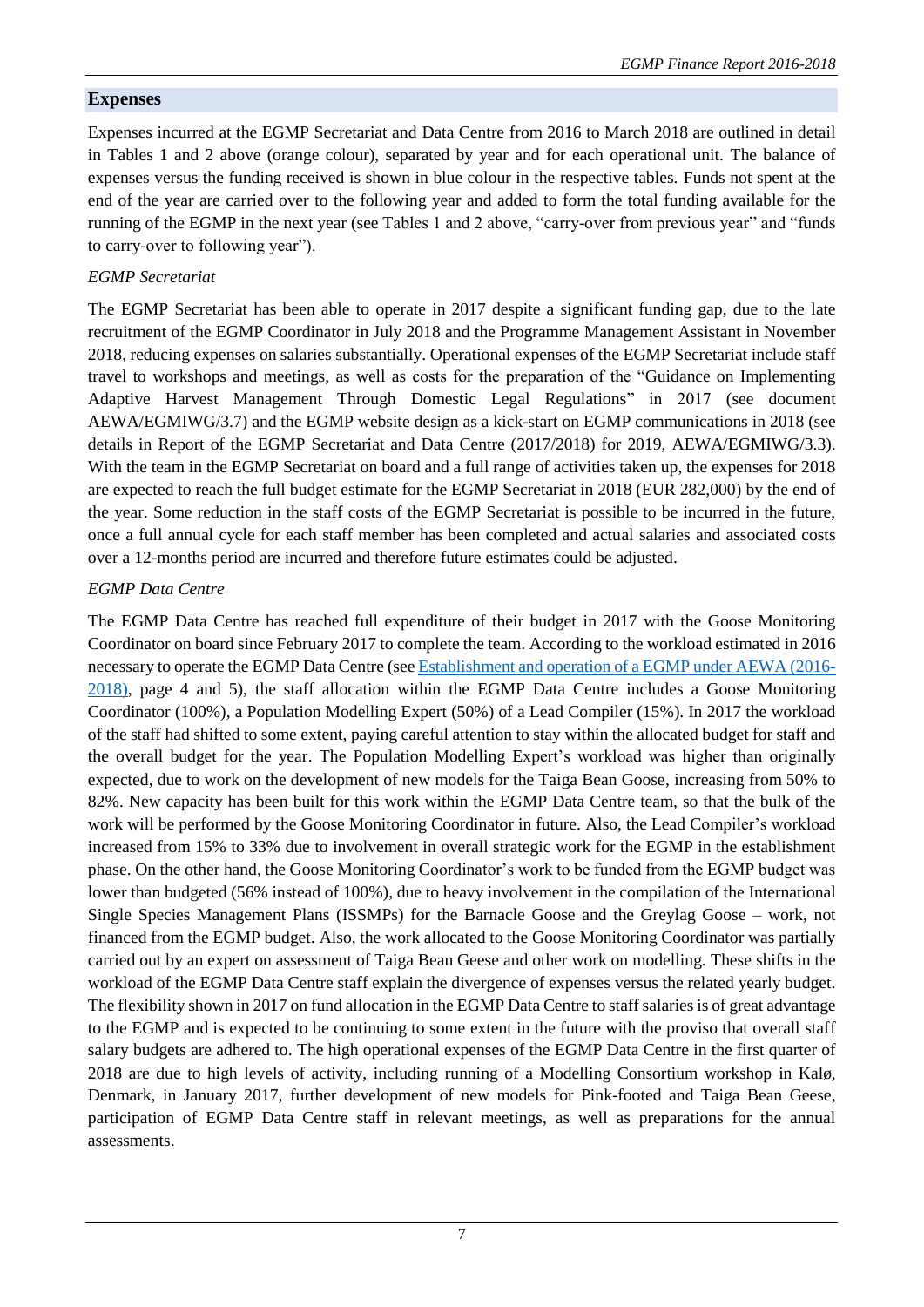## Expenses

Expenses incurred at the EGMP Secretariat and Data Centre from 2016 to March 2018 are outlined in detail in Tables 1 and 2 above (orange colour), separated by year and for each operational unit. The balance of expenses versus the funding received is shown in blue colour in the respective tables. Funds not spent at the end of the year are carried over to the following year and added to form the total funding available for the running of the EGMP in the next year (see Tables 1 and 2 above, "carry-over from previous year" and "funds to carry-over to following year").

### *EGMP Secretariat*

The EGMP Secretariat has been able to operate in 2017 despite a significant funding gap, due to the late recruitment of the EGMP Coordinator in July 2018 and the Programme Management Assistant in November 2018, reducing expenses on salaries substantially. Operational expenses of the EGMP Secretariat include staff travel to workshops and meetings, as well as costs for the preparation of the "Guidance on Implementing Adaptive Harvest Management Through Domestic Legal Regulations" in 2017 (see document AEWA/EGMIWG/3.7) and the EGMP website design as a kick-start on EGMP communications in 2018 (see details in Report of the EGMP Secretariat and Data Centre (2017/2018) for 2019, AEWA/EGMIWG/3.3). With the team in the EGMP Secretariat on board and a full range of activities taken up, the expenses for 2018 are expected to reach the full budget estimate for the EGMP Secretariat in 2018 (EUR 282,000) by the end of the year. Some reduction in the staff costs of the EGMP Secretariat is possible to be incurred in the future, once a full annual cycle for each staff member has been completed and actual salaries and associated costs over a 12-months period are incurred and therefore future estimates could be adjusted.

### *EGMP Data Centre*

The EGMP Data Centre has reached full expenditure of their budget in 2017 with the Goose Monitoring Coordinator on board since February 2017 to complete the team. According to the workload estimated in 2016 necessary to operate the EGMP Data Centre (see [Establishment and operation of a EGMP under AEWA (2016-2018)](), page 4 and 5), the staff allocation within the EGMP Data Centre includes a Goose Monitoring Coordinator (100%), a Population Modelling Expert (50%) of a Lead Compiler (15%). In 2017 the workload of the staff had shifted to some extent, paying careful attention to stay within the allocated budget for staff and the overall budget for the year. The Population Modelling Expert's workload was higher than originally expected, due to work on the development of new models for the Taiga Bean Goose, increasing from 50% to 82%. New capacity has been built for this work within the EGMP Data Centre team, so that the bulk of the work will be performed by the Goose Monitoring Coordinator in future. Also, the Lead Compiler's workload increased from 15% to 33% due to involvement in overall strategic work for the EGMP in the establishment phase. On the other hand, the Goose Monitoring Coordinator's work to be funded from the EGMP budget was lower than budgeted (56% instead of 100%), due to heavy involvement in the compilation of the International Single Species Management Plans (ISSMPs) for the Barnacle Goose and the Greylag Goose – work, not financed from the EGMP budget. Also, the work allocated to the Goose Monitoring Coordinator was partially carried out by an expert on assessment of Taiga Bean Geese and other work on modelling. These shifts in the workload of the EGMP Data Centre staff explain the divergence of expenses versus the related yearly budget. The flexibility shown in 2017 on fund allocation in the EGMP Data Centre to staff salaries is of great advantage to the EGMP and is expected to be continuing to some extent in the future with the proviso that overall staff salary budgets are adhered to. The high operational expenses of the EGMP Data Centre in the first quarter of 2018 are due to high levels of activity, including running of a Modelling Consortium workshop in Kalø, Denmark, in January 2017, further development of new models for Pink-footed and Taiga Bean Geese, participation of EGMP Data Centre staff in relevant meetings, as well as preparations for the annual assessments.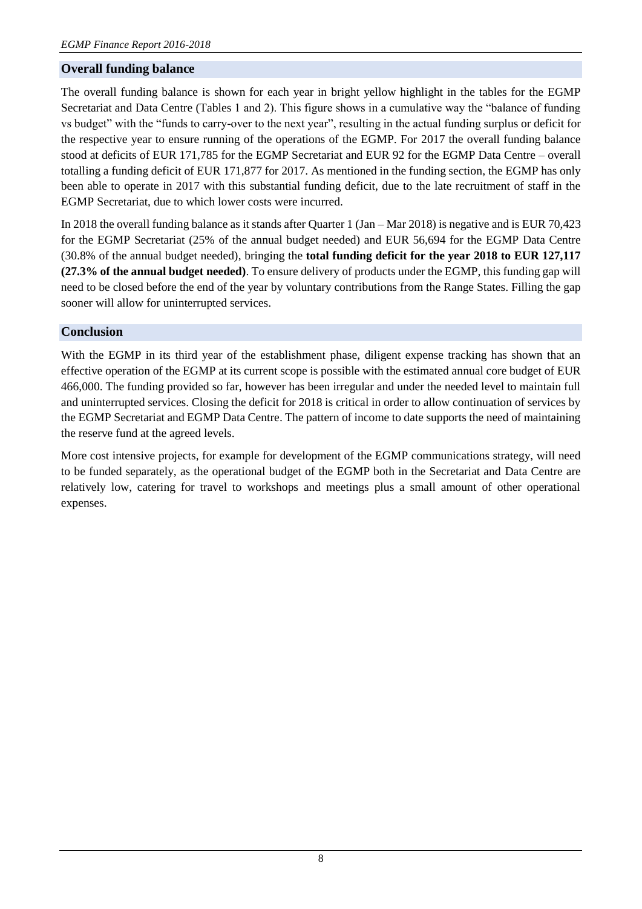## Overall funding balance

The overall funding balance is shown for each year in bright yellow highlight in the tables for the EGMP Secretariat and Data Centre (Tables 1 and 2). This figure shows in a cumulative way the "balance of funding vs budget" with the "funds to carry-over to the next year", resulting in the actual funding surplus or deficit for the respective year to ensure running of the operations of the EGMP. For 2017 the overall funding balance stood at deficits of EUR 171,785 for the EGMP Secretariat and EUR 92 for the EGMP Data Centre – overall totalling a funding deficit of EUR 171,877 for 2017. As mentioned in the funding section, the EGMP has only been able to operate in 2017 with this substantial funding deficit, due to the late recruitment of staff in the EGMP Secretariat, due to which lower costs were incurred.

In 2018 the overall funding balance as it stands after Quarter 1 (Jan – Mar 2018) is negative and is EUR 70,423 for the EGMP Secretariat (25% of the annual budget needed) and EUR 56,694 for the EGMP Data Centre (30.8% of the annual budget needed), bringing the **total funding deficit for the year 2018 to EUR 127,117 (27.3% of the annual budget needed)**. To ensure delivery of products under the EGMP, this funding gap will need to be closed before the end of the year by voluntary contributions from the Range States. Filling the gap sooner will allow for uninterrupted services.

## Conclusion

With the EGMP in its third year of the establishment phase, diligent expense tracking has shown that an effective operation of the EGMP at its current scope is possible with the estimated annual core budget of EUR 466,000. The funding provided so far, however has been irregular and under the needed level to maintain full and uninterrupted services. Closing the deficit for 2018 is critical in order to allow continuation of services by the EGMP Secretariat and EGMP Data Centre. The pattern of income to date supports the need of maintaining the reserve fund at the agreed levels.

More cost intensive projects, for example for development of the EGMP communications strategy, will need to be funded separately, as the operational budget of the EGMP both in the Secretariat and Data Centre are relatively low, catering for travel to workshops and meetings plus a small amount of other operational expenses.